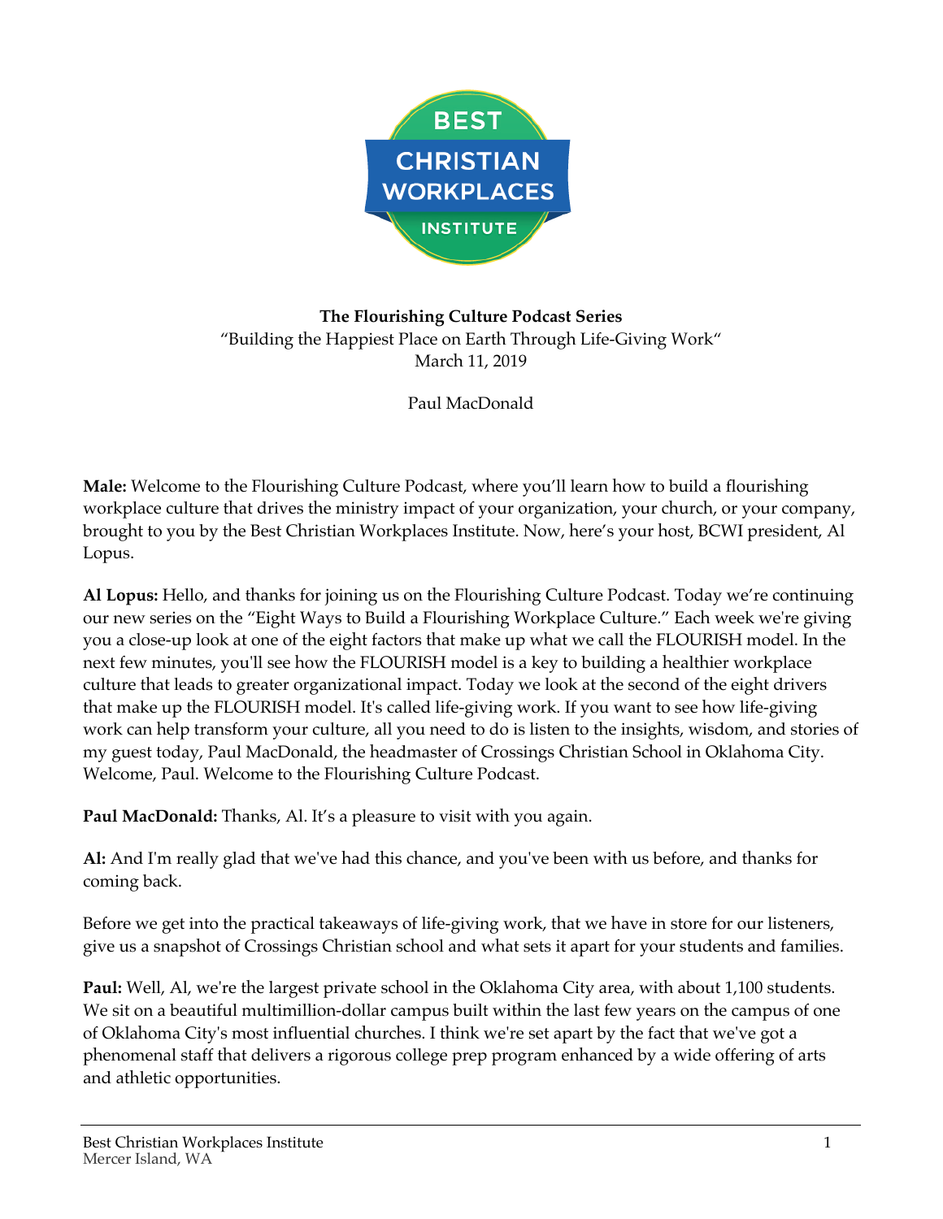**The Flourishing Culture Podcast Series**
"Building the Happiest Place on Earth Through Life-Giving Work"
March 11, 2019

Paul MacDonald

**Male:** Welcome to the Flourishing Culture Podcast, where you'll learn how to build a flourishing workplace culture that drives the ministry impact of your organization, your church, or your company, brought to you by the Best Christian Workplaces Institute. Now, here's your host, BCWI president, Al Lopus.

**Al Lopus:** Hello, and thanks for joining us on the Flourishing Culture Podcast. Today we're continuing our new series on the "Eight Ways to Build a Flourishing Workplace Culture." Each week we're giving you a close-up look at one of the eight factors that make up what we call the FLOURISH model. In the next few minutes, you'll see how the FLOURISH model is a key to building a healthier workplace culture that leads to greater organizational impact. Today we look at the second of the eight drivers that make up the FLOURISH model. It's called life-giving work. If you want to see how life-giving work can help transform your culture, all you need to do is listen to the insights, wisdom, and stories of my guest today, Paul MacDonald, the headmaster of Crossings Christian School in Oklahoma City. Welcome, Paul. Welcome to the Flourishing Culture Podcast.

**Paul MacDonald:** Thanks, Al. It's a pleasure to visit with you again.

**Al:** And I'm really glad that we've had this chance, and you've been with us before, and thanks for coming back.

Before we get into the practical takeaways of life-giving work, that we have in store for our listeners, give us a snapshot of Crossings Christian school and what sets it apart for your students and families.

**Paul:** Well, Al, we're the largest private school in the Oklahoma City area, with about 1,100 students. We sit on a beautiful multimillion-dollar campus built within the last few years on the campus of one of Oklahoma City's most influential churches. I think we're set apart by the fact that we've got a phenomenal staff that delivers a rigorous college prep program enhanced by a wide offering of arts and athletic opportunities.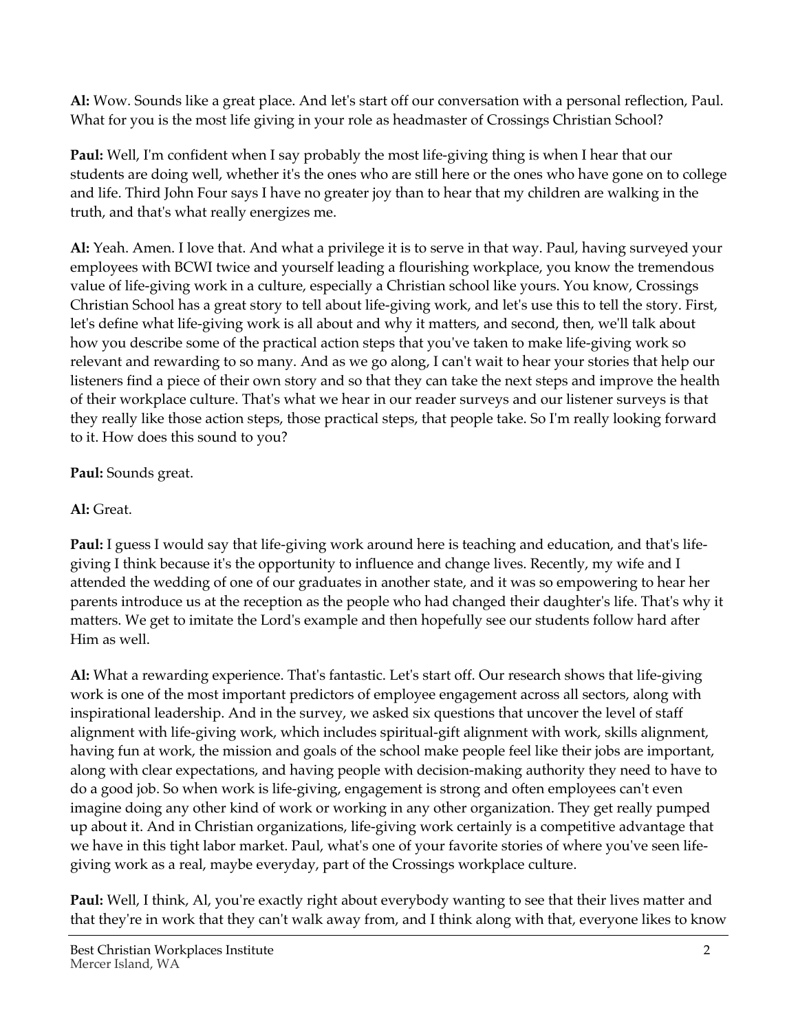**Al:** Wow. Sounds like a great place. And let's start off our conversation with a personal reflection, Paul. What for you is the most life giving in your role as headmaster of Crossings Christian School?

**Paul:** Well, I'm confident when I say probably the most life-giving thing is when I hear that our students are doing well, whether it's the ones who are still here or the ones who have gone on to college and life. Third John Four says I have no greater joy than to hear that my children are walking in the truth, and that's what really energizes me.

**Al:** Yeah. Amen. I love that. And what a privilege it is to serve in that way. Paul, having surveyed your employees with BCWI twice and yourself leading a flourishing workplace, you know the tremendous value of life-giving work in a culture, especially a Christian school like yours. You know, Crossings Christian School has a great story to tell about life-giving work, and let's use this to tell the story. First, let's define what life-giving work is all about and why it matters, and second, then, we'll talk about how you describe some of the practical action steps that you've taken to make life-giving work so relevant and rewarding to so many. And as we go along, I can't wait to hear your stories that help our listeners find a piece of their own story and so that they can take the next steps and improve the health of their workplace culture. That's what we hear in our reader surveys and our listener surveys is that they really like those action steps, those practical steps, that people take. So I'm really looking forward to it. How does this sound to you?

**Paul:** Sounds great.

**Al:** Great.

**Paul:** I guess I would say that life-giving work around here is teaching and education, and that's life-giving I think because it's the opportunity to influence and change lives. Recently, my wife and I attended the wedding of one of our graduates in another state, and it was so empowering to hear her parents introduce us at the reception as the people who had changed their daughter's life. That's why it matters. We get to imitate the Lord's example and then hopefully see our students follow hard after Him as well.

**Al:** What a rewarding experience. That's fantastic. Let's start off. Our research shows that life-giving work is one of the most important predictors of employee engagement across all sectors, along with inspirational leadership. And in the survey, we asked six questions that uncover the level of staff alignment with life-giving work, which includes spiritual-gift alignment with work, skills alignment, having fun at work, the mission and goals of the school make people feel like their jobs are important, along with clear expectations, and having people with decision-making authority they need to have to do a good job. So when work is life-giving, engagement is strong and often employees can't even imagine doing any other kind of work or working in any other organization. They get really pumped up about it. And in Christian organizations, life-giving work certainly is a competitive advantage that we have in this tight labor market. Paul, what's one of your favorite stories of where you've seen life-giving work as a real, maybe everyday, part of the Crossings workplace culture.

**Paul:** Well, I think, Al, you're exactly right about everybody wanting to see that their lives matter and that they're in work that they can't walk away from, and I think along with that, everyone likes to know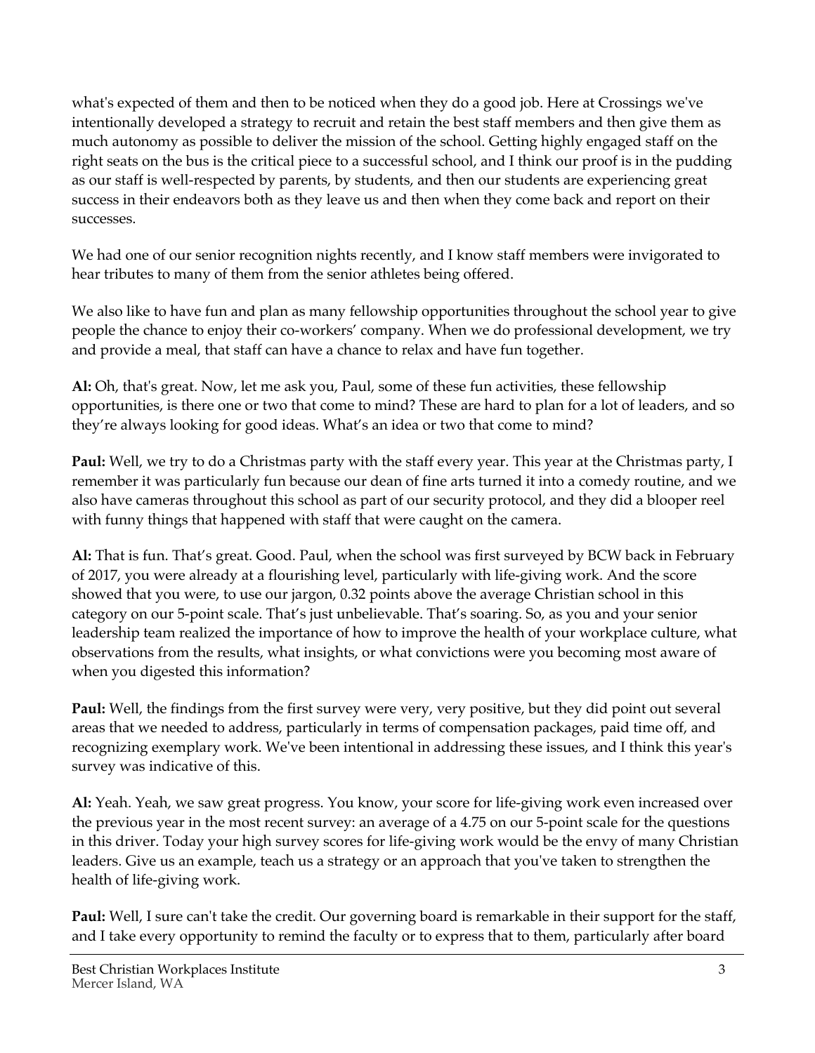what's expected of them and then to be noticed when they do a good job. Here at Crossings we've intentionally developed a strategy to recruit and retain the best staff members and then give them as much autonomy as possible to deliver the mission of the school. Getting highly engaged staff on the right seats on the bus is the critical piece to a successful school, and I think our proof is in the pudding as our staff is well-respected by parents, by students, and then our students are experiencing great success in their endeavors both as they leave us and then when they come back and report on their successes.

We had one of our senior recognition nights recently, and I know staff members were invigorated to hear tributes to many of them from the senior athletes being offered.

We also like to have fun and plan as many fellowship opportunities throughout the school year to give people the chance to enjoy their co-workers' company. When we do professional development, we try and provide a meal, that staff can have a chance to relax and have fun together.

**Al:** Oh, that's great. Now, let me ask you, Paul, some of these fun activities, these fellowship opportunities, is there one or two that come to mind? These are hard to plan for a lot of leaders, and so they're always looking for good ideas. What's an idea or two that come to mind?

**Paul:** Well, we try to do a Christmas party with the staff every year. This year at the Christmas party, I remember it was particularly fun because our dean of fine arts turned it into a comedy routine, and we also have cameras throughout this school as part of our security protocol, and they did a blooper reel with funny things that happened with staff that were caught on the camera.

**Al:** That is fun. That's great. Good. Paul, when the school was first surveyed by BCW back in February of 2017, you were already at a flourishing level, particularly with life-giving work. And the score showed that you were, to use our jargon, 0.32 points above the average Christian school in this category on our 5-point scale. That's just unbelievable. That's soaring. So, as you and your senior leadership team realized the importance of how to improve the health of your workplace culture, what observations from the results, what insights, or what convictions were you becoming most aware of when you digested this information?

**Paul:** Well, the findings from the first survey were very, very positive, but they did point out several areas that we needed to address, particularly in terms of compensation packages, paid time off, and recognizing exemplary work. We've been intentional in addressing these issues, and I think this year's survey was indicative of this.

**Al:** Yeah. Yeah, we saw great progress. You know, your score for life-giving work even increased over the previous year in the most recent survey: an average of a 4.75 on our 5-point scale for the questions in this driver. Today your high survey scores for life-giving work would be the envy of many Christian leaders. Give us an example, teach us a strategy or an approach that you've taken to strengthen the health of life-giving work.

**Paul:** Well, I sure can't take the credit. Our governing board is remarkable in their support for the staff, and I take every opportunity to remind the faculty or to express that to them, particularly after board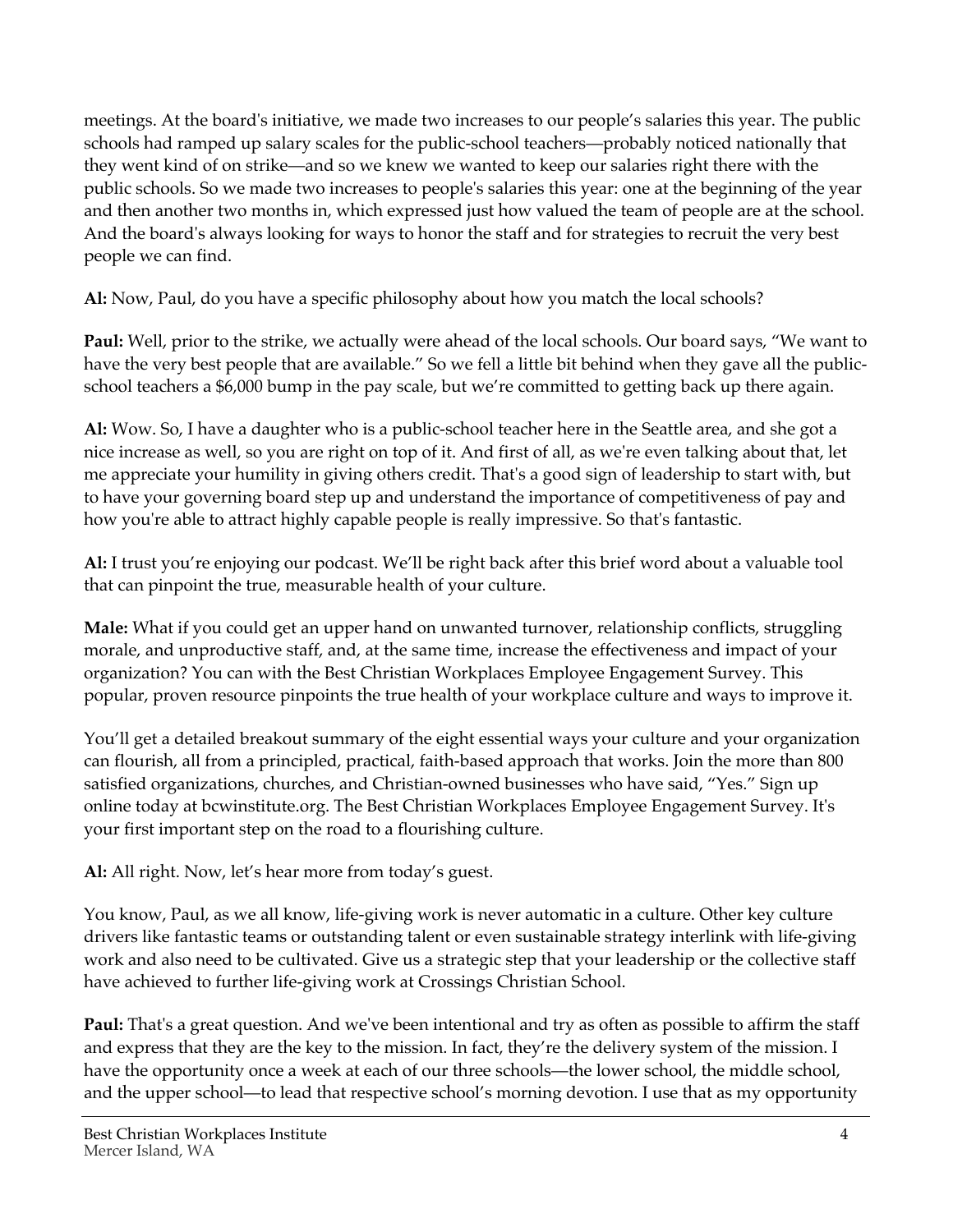meetings. At the board's initiative, we made two increases to our people's salaries this year. The public schools had ramped up salary scales for the public-school teachers—probably noticed nationally that they went kind of on strike—and so we knew we wanted to keep our salaries right there with the public schools. So we made two increases to people's salaries this year: one at the beginning of the year and then another two months in, which expressed just how valued the team of people are at the school. And the board's always looking for ways to honor the staff and for strategies to recruit the very best people we can find.

**Al:** Now, Paul, do you have a specific philosophy about how you match the local schools?

**Paul:** Well, prior to the strike, we actually were ahead of the local schools. Our board says, "We want to have the very best people that are available." So we fell a little bit behind when they gave all the public-school teachers a $6,000 bump in the pay scale, but we're committed to getting back up there again.

**Al:** Wow. So, I have a daughter who is a public-school teacher here in the Seattle area, and she got a nice increase as well, so you are right on top of it. And first of all, as we're even talking about that, let me appreciate your humility in giving others credit. That's a good sign of leadership to start with, but to have your governing board step up and understand the importance of competitiveness of pay and how you're able to attract highly capable people is really impressive. So that's fantastic.

**Al:** I trust you're enjoying our podcast. We'll be right back after this brief word about a valuable tool that can pinpoint the true, measurable health of your culture.

**Male:** What if you could get an upper hand on unwanted turnover, relationship conflicts, struggling morale, and unproductive staff, and, at the same time, increase the effectiveness and impact of your organization? You can with the Best Christian Workplaces Employee Engagement Survey. This popular, proven resource pinpoints the true health of your workplace culture and ways to improve it.

You'll get a detailed breakout summary of the eight essential ways your culture and your organization can flourish, all from a principled, practical, faith-based approach that works. Join the more than 800 satisfied organizations, churches, and Christian-owned businesses who have said, "Yes." Sign up online today at bcwinstitute.org. The Best Christian Workplaces Employee Engagement Survey. It's your first important step on the road to a flourishing culture.

**Al:** All right. Now, let's hear more from today's guest.

You know, Paul, as we all know, life-giving work is never automatic in a culture. Other key culture drivers like fantastic teams or outstanding talent or even sustainable strategy interlink with life-giving work and also need to be cultivated. Give us a strategic step that your leadership or the collective staff have achieved to further life-giving work at Crossings Christian School.

**Paul:** That's a great question. And we've been intentional and try as often as possible to affirm the staff and express that they are the key to the mission. In fact, they're the delivery system of the mission. I have the opportunity once a week at each of our three schools—the lower school, the middle school, and the upper school—to lead that respective school's morning devotion. I use that as my opportunity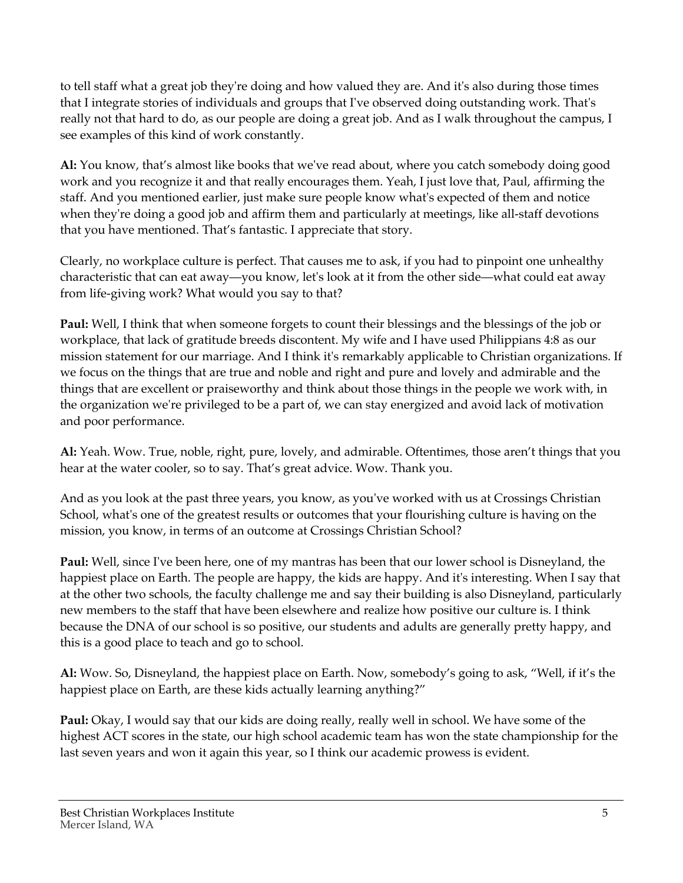to tell staff what a great job they're doing and how valued they are. And it's also during those times that I integrate stories of individuals and groups that I've observed doing outstanding work. That's really not that hard to do, as our people are doing a great job. And as I walk throughout the campus, I see examples of this kind of work constantly.

**Al:** You know, that's almost like books that we've read about, where you catch somebody doing good work and you recognize it and that really encourages them. Yeah, I just love that, Paul, affirming the staff. And you mentioned earlier, just make sure people know what's expected of them and notice when they're doing a good job and affirm them and particularly at meetings, like all-staff devotions that you have mentioned. That's fantastic. I appreciate that story.

Clearly, no workplace culture is perfect. That causes me to ask, if you had to pinpoint one unhealthy characteristic that can eat away—you know, let's look at it from the other side—what could eat away from life-giving work? What would you say to that?

**Paul:** Well, I think that when someone forgets to count their blessings and the blessings of the job or workplace, that lack of gratitude breeds discontent. My wife and I have used Philippians 4:8 as our mission statement for our marriage. And I think it's remarkably applicable to Christian organizations. If we focus on the things that are true and noble and right and pure and lovely and admirable and the things that are excellent or praiseworthy and think about those things in the people we work with, in the organization we're privileged to be a part of, we can stay energized and avoid lack of motivation and poor performance.

**Al:** Yeah. Wow. True, noble, right, pure, lovely, and admirable. Oftentimes, those aren't things that you hear at the water cooler, so to say. That's great advice. Wow. Thank you.

And as you look at the past three years, you know, as you've worked with us at Crossings Christian School, what's one of the greatest results or outcomes that your flourishing culture is having on the mission, you know, in terms of an outcome at Crossings Christian School?

**Paul:** Well, since I've been here, one of my mantras has been that our lower school is Disneyland, the happiest place on Earth. The people are happy, the kids are happy. And it's interesting. When I say that at the other two schools, the faculty challenge me and say their building is also Disneyland, particularly new members to the staff that have been elsewhere and realize how positive our culture is. I think because the DNA of our school is so positive, our students and adults are generally pretty happy, and this is a good place to teach and go to school.

**Al:** Wow. So, Disneyland, the happiest place on Earth. Now, somebody's going to ask, "Well, if it's the happiest place on Earth, are these kids actually learning anything?"

**Paul:** Okay, I would say that our kids are doing really, really well in school. We have some of the highest ACT scores in the state, our high school academic team has won the state championship for the last seven years and won it again this year, so I think our academic prowess is evident.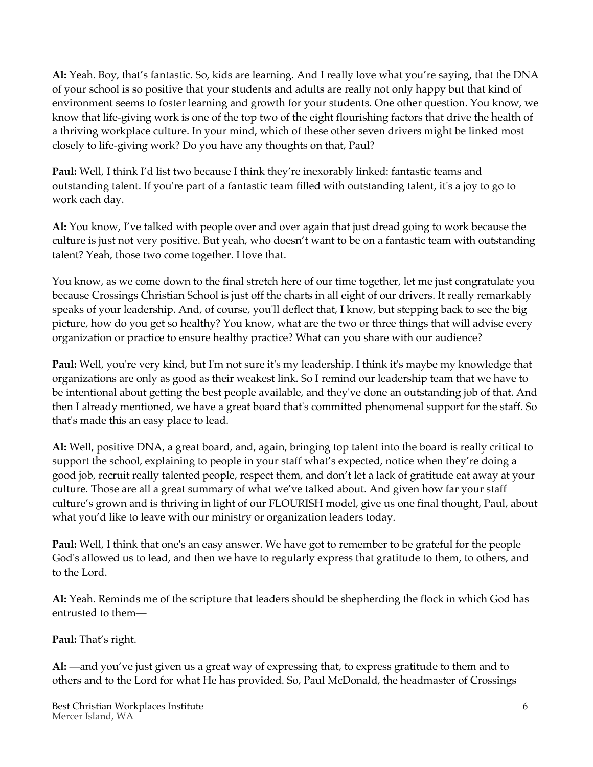**Al:** Yeah. Boy, that's fantastic. So, kids are learning. And I really love what you're saying, that the DNA of your school is so positive that your students and adults are really not only happy but that kind of environment seems to foster learning and growth for your students. One other question. You know, we know that life-giving work is one of the top two of the eight flourishing factors that drive the health of a thriving workplace culture. In your mind, which of these other seven drivers might be linked most closely to life-giving work? Do you have any thoughts on that, Paul?

**Paul:** Well, I think I'd list two because I think they're inexorably linked: fantastic teams and outstanding talent. If you're part of a fantastic team filled with outstanding talent, it's a joy to go to work each day.

**Al:** You know, I've talked with people over and over again that just dread going to work because the culture is just not very positive. But yeah, who doesn't want to be on a fantastic team with outstanding talent? Yeah, those two come together. I love that.

You know, as we come down to the final stretch here of our time together, let me just congratulate you because Crossings Christian School is just off the charts in all eight of our drivers. It really remarkably speaks of your leadership. And, of course, you'll deflect that, I know, but stepping back to see the big picture, how do you get so healthy? You know, what are the two or three things that will advise every organization or practice to ensure healthy practice? What can you share with our audience?

**Paul:** Well, you're very kind, but I'm not sure it's my leadership. I think it's maybe my knowledge that organizations are only as good as their weakest link. So I remind our leadership team that we have to be intentional about getting the best people available, and they've done an outstanding job of that. And then I already mentioned, we have a great board that's committed phenomenal support for the staff. So that's made this an easy place to lead.

**Al:** Well, positive DNA, a great board, and, again, bringing top talent into the board is really critical to support the school, explaining to people in your staff what's expected, notice when they're doing a good job, recruit really talented people, respect them, and don't let a lack of gratitude eat away at your culture. Those are all a great summary of what we've talked about. And given how far your staff culture's grown and is thriving in light of our FLOURISH model, give us one final thought, Paul, about what you'd like to leave with our ministry or organization leaders today.

**Paul:** Well, I think that one's an easy answer. We have got to remember to be grateful for the people God's allowed us to lead, and then we have to regularly express that gratitude to them, to others, and to the Lord.

**Al:** Yeah. Reminds me of the scripture that leaders should be shepherding the flock in which God has entrusted to them—

**Paul:** That's right.

**Al:** —and you've just given us a great way of expressing that, to express gratitude to them and to others and to the Lord for what He has provided. So, Paul McDonald, the headmaster of Crossings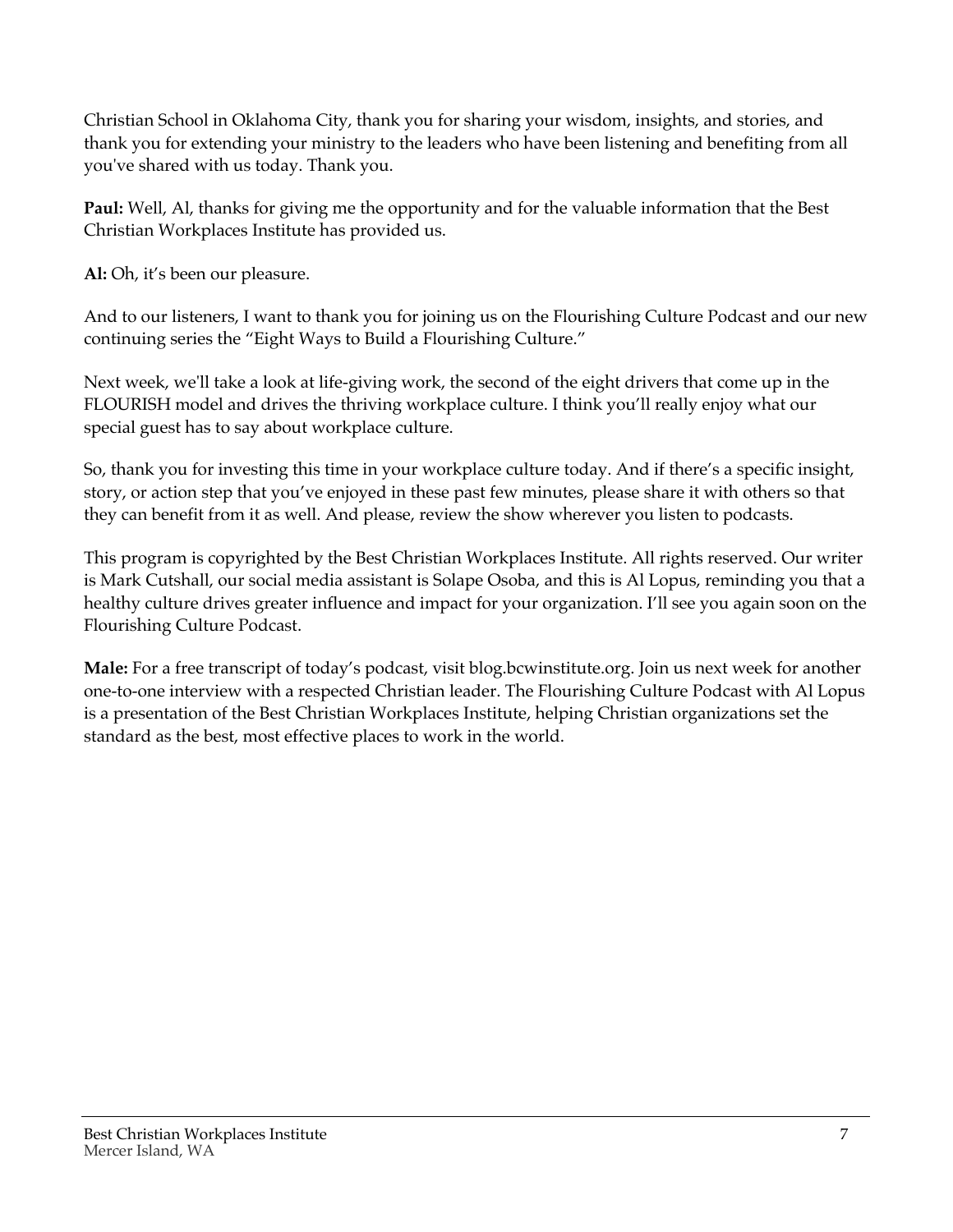Christian School in Oklahoma City, thank you for sharing your wisdom, insights, and stories, and thank you for extending your ministry to the leaders who have been listening and benefiting from all you've shared with us today. Thank you.

**Paul:** Well, Al, thanks for giving me the opportunity and for the valuable information that the Best Christian Workplaces Institute has provided us.

**Al:** Oh, it's been our pleasure.

And to our listeners, I want to thank you for joining us on the Flourishing Culture Podcast and our new continuing series the "Eight Ways to Build a Flourishing Culture."

Next week, we'll take a look at life-giving work, the second of the eight drivers that come up in the FLOURISH model and drives the thriving workplace culture. I think you'll really enjoy what our special guest has to say about workplace culture.

So, thank you for investing this time in your workplace culture today. And if there's a specific insight, story, or action step that you've enjoyed in these past few minutes, please share it with others so that they can benefit from it as well. And please, review the show wherever you listen to podcasts.

This program is copyrighted by the Best Christian Workplaces Institute. All rights reserved. Our writer is Mark Cutshall, our social media assistant is Solape Osoba, and this is Al Lopus, reminding you that a healthy culture drives greater influence and impact for your organization. I'll see you again soon on the Flourishing Culture Podcast.

**Male:** For a free transcript of today's podcast, visit blog.bcwinstitute.org. Join us next week for another one-to-one interview with a respected Christian leader. The Flourishing Culture Podcast with Al Lopus is a presentation of the Best Christian Workplaces Institute, helping Christian organizations set the standard as the best, most effective places to work in the world.